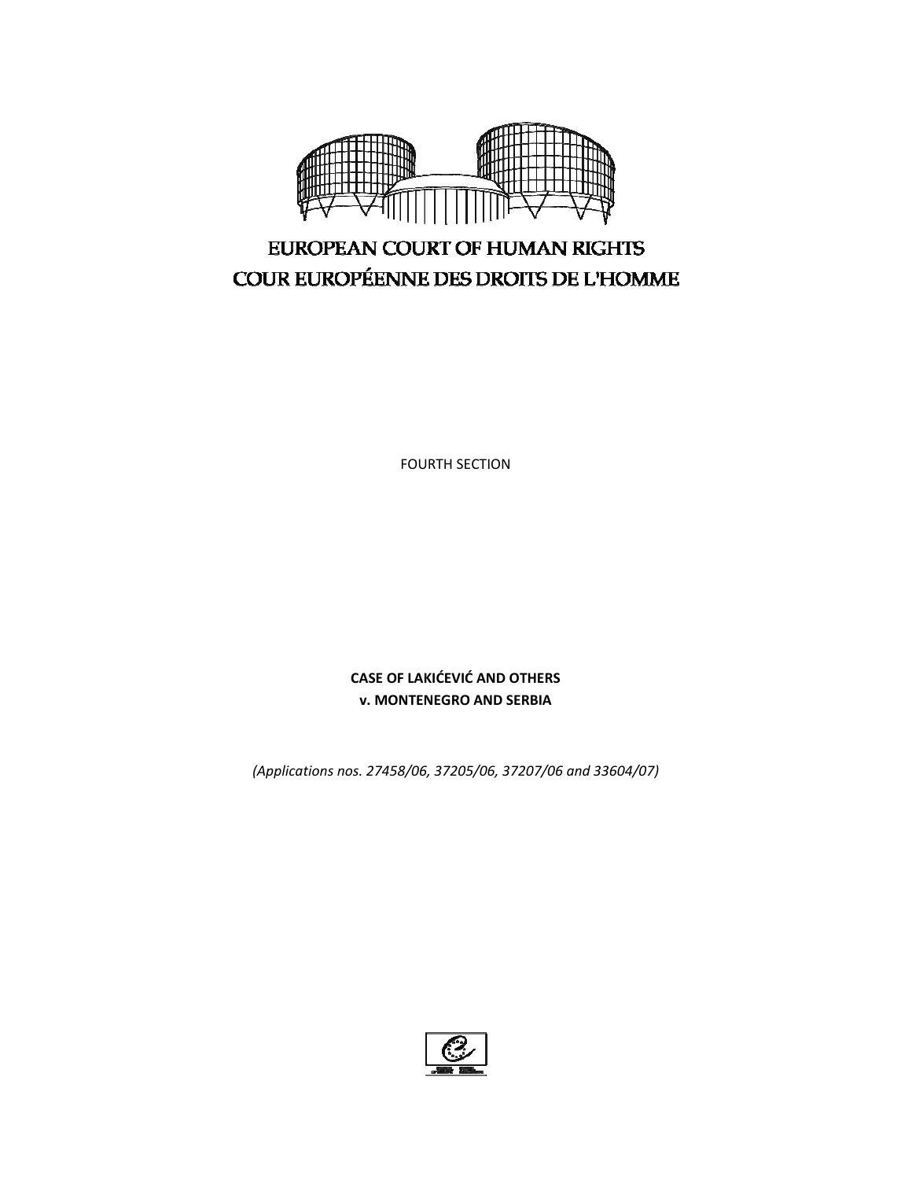EUROPEAN COURT OF HUMAN RIGHTS

COUR EUROPÉENNE DES DROITS DE L'HOMME

FOURTH SECTION

**CASE OF LAKIĆEVIĆ AND OTHERS**
**v. MONTENEGRO AND SERBIA**

*(Applications nos. 27458/06, 37205/06, 37207/06 and 33604/07)*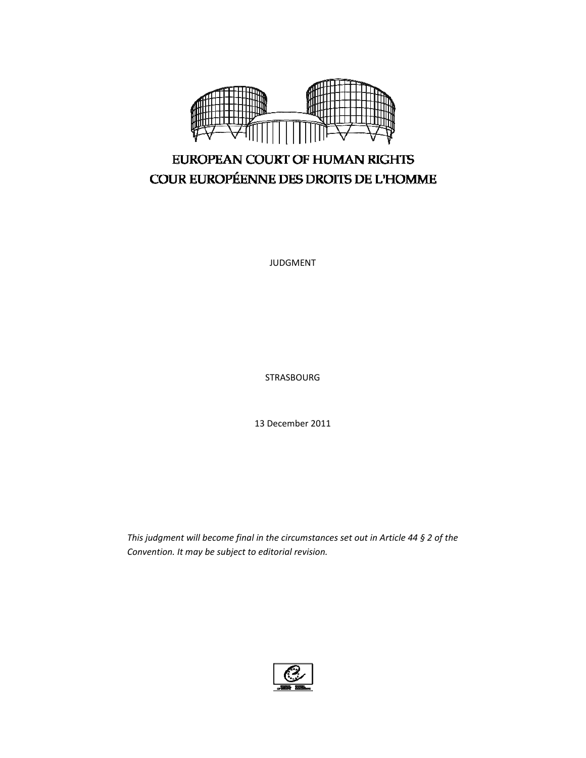EUROPEAN COURT OF HUMAN RIGHTS
COUR EUROPÉENNE DES DROITS DE L'HOMME

JUDGMENT

STRASBOURG

13 December 2011

*This judgment will become final in the circumstances set out in Article 44 § 2 of the Convention. It may be subject to editorial revision.*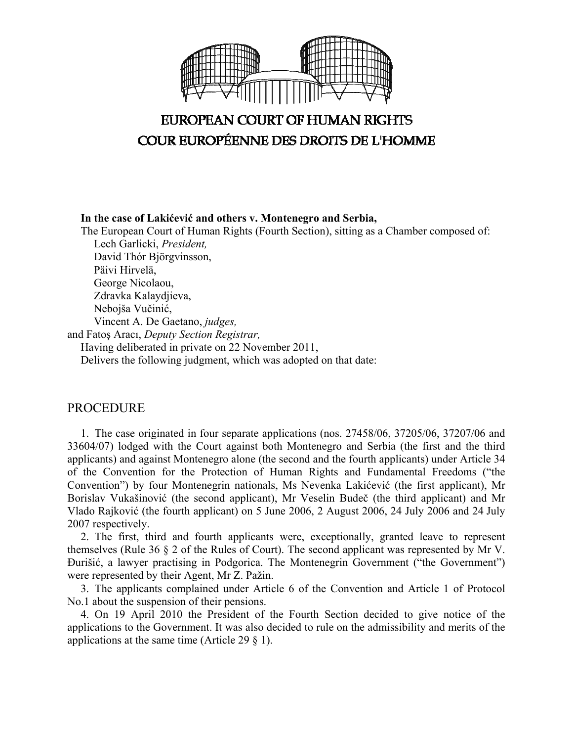# EUROPEAN COURT OF HUMAN RIGHTS
# COUR EUROPÉENNE DES DROITS DE L'HOMME

**In the case of Lakićević and others v. Montenegro and Serbia,**

The European Court of Human Rights (Fourth Section), sitting as a Chamber composed of:

Lech Garlicki, *President,*
David Thór Björgvinsson,
Päivi Hirvelä,
George Nicolaou,
Zdravka Kalaydjieva,
Nebojša Vučinić,
Vincent A. De Gaetano, *judges,*
and Fatoş Aracı, *Deputy Section Registrar,*

Having deliberated in private on 22 November 2011,

Delivers the following judgment, which was adopted on that date:

## PROCEDURE

1. The case originated in four separate applications (nos. 27458/06, 37205/06, 37207/06 and 33604/07) lodged with the Court against both Montenegro and Serbia (the first and the third applicants) and against Montenegro alone (the second and the fourth applicants) under Article 34 of the Convention for the Protection of Human Rights and Fundamental Freedoms ("the Convention") by four Montenegrin nationals, Ms Nevenka Lakićević (the first applicant), Mr Borislav Vukašinović (the second applicant), Mr Veselin Budeč (the third applicant) and Mr Vlado Rajković (the fourth applicant) on 5 June 2006, 2 August 2006, 24 July 2006 and 24 July 2007 respectively.

2. The first, third and fourth applicants were, exceptionally, granted leave to represent themselves (Rule 36 § 2 of the Rules of Court). The second applicant was represented by Mr V. Đurišić, a lawyer practising in Podgorica. The Montenegrin Government ("the Government") were represented by their Agent, Mr Z. Pažin.

3. The applicants complained under Article 6 of the Convention and Article 1 of Protocol No.1 about the suspension of their pensions.

4. On 19 April 2010 the President of the Fourth Section decided to give notice of the applications to the Government. It was also decided to rule on the admissibility and merits of the applications at the same time (Article 29 § 1).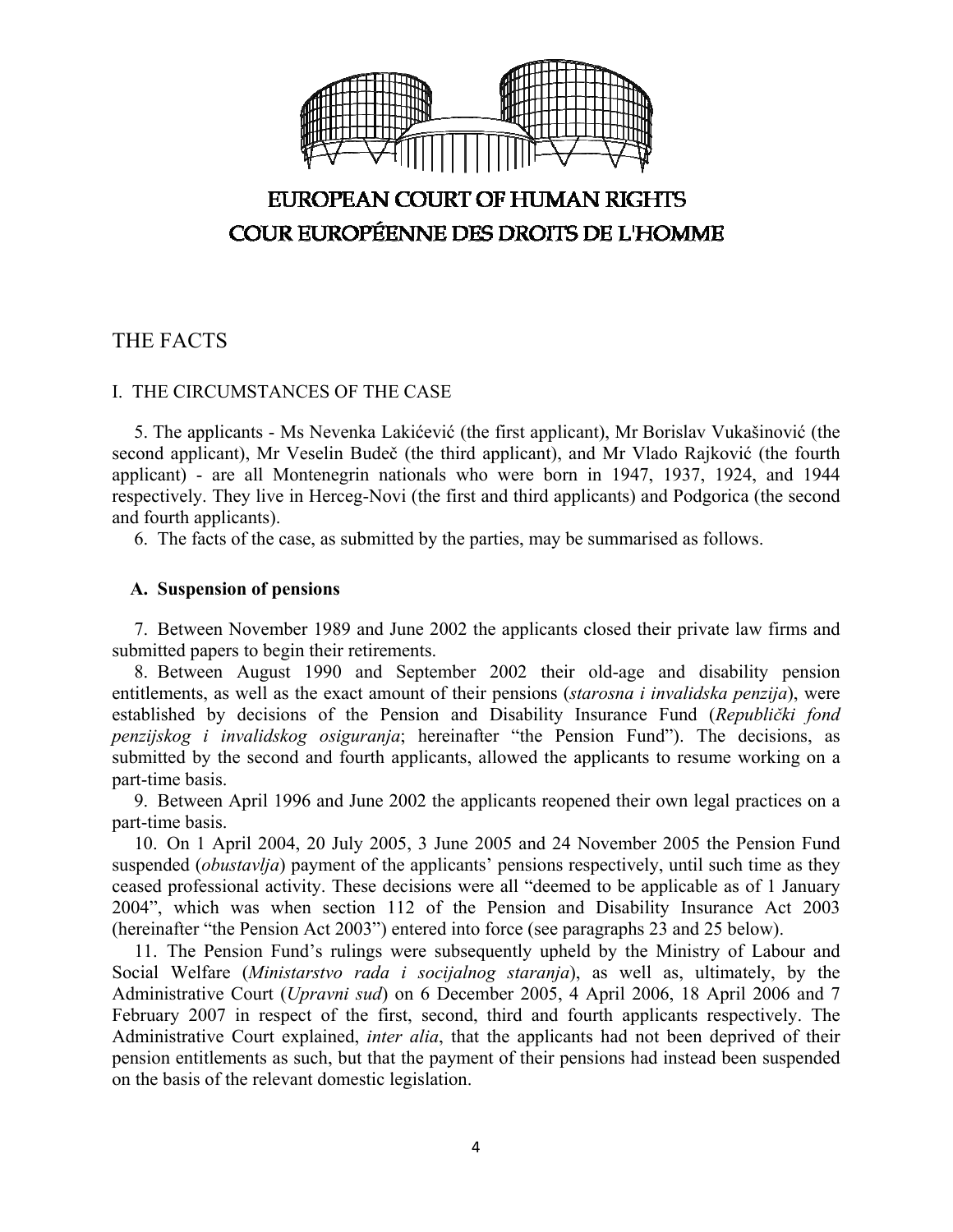EUROPEAN COURT OF HUMAN RIGHTS
COUR EUROPÉENNE DES DROITS DE L'HOMME

## THE FACTS

### I. THE CIRCUMSTANCES OF THE CASE

5. The applicants - Ms Nevenka Lakićević (the first applicant), Mr Borislav Vukašinović (the second applicant), Mr Veselin Budeč (the third applicant), and Mr Vlado Rajković (the fourth applicant) - are all Montenegrin nationals who were born in 1947, 1937, 1924, and 1944 respectively. They live in Herceg-Novi (the first and third applicants) and Podgorica (the second and fourth applicants).

6. The facts of the case, as submitted by the parties, may be summarised as follows.

#### A. Suspension of pensions

7. Between November 1989 and June 2002 the applicants closed their private law firms and submitted papers to begin their retirements.

8. Between August 1990 and September 2002 their old-age and disability pension entitlements, as well as the exact amount of their pensions (*starosna i invalidska penzija*), were established by decisions of the Pension and Disability Insurance Fund (*Republički fond penzijskog i invalidskog osiguranja*; hereinafter "the Pension Fund"). The decisions, as submitted by the second and fourth applicants, allowed the applicants to resume working on a part-time basis.

9. Between April 1996 and June 2002 the applicants reopened their own legal practices on a part-time basis.

10. On 1 April 2004, 20 July 2005, 3 June 2005 and 24 November 2005 the Pension Fund suspended (*obustavlja*) payment of the applicants' pensions respectively, until such time as they ceased professional activity. These decisions were all "deemed to be applicable as of 1 January 2004", which was when section 112 of the Pension and Disability Insurance Act 2003 (hereinafter "the Pension Act 2003") entered into force (see paragraphs 23 and 25 below).

11. The Pension Fund's rulings were subsequently upheld by the Ministry of Labour and Social Welfare (*Ministarstvo rada i socijalnog staranja*), as well as, ultimately, by the Administrative Court (*Upravni sud*) on 6 December 2005, 4 April 2006, 18 April 2006 and 7 February 2007 in respect of the first, second, third and fourth applicants respectively. The Administrative Court explained, *inter alia*, that the applicants had not been deprived of their pension entitlements as such, but that the payment of their pensions had instead been suspended on the basis of the relevant domestic legislation.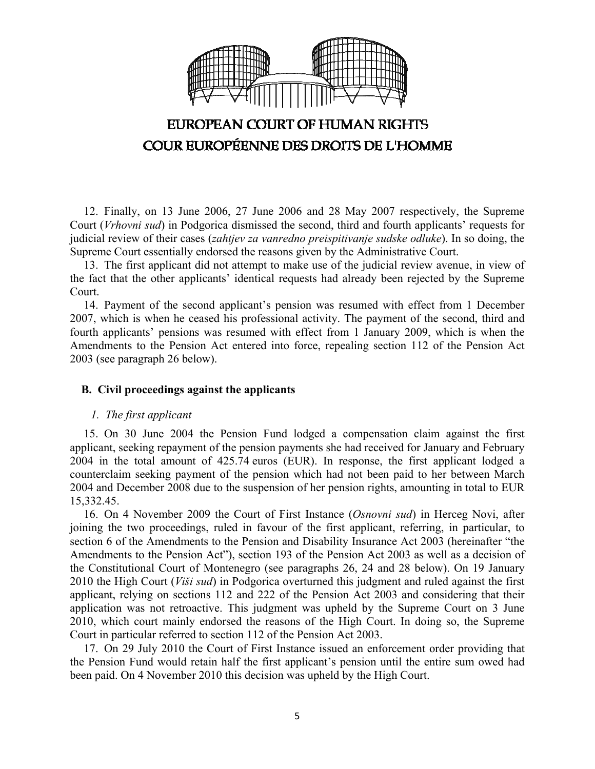12. Finally, on 13 June 2006, 27 June 2006 and 28 May 2007 respectively, the Supreme Court (*Vrhovni sud*) in Podgorica dismissed the second, third and fourth applicants' requests for judicial review of their cases (*zahtjev za vanredno preispitivanje sudske odluke*). In so doing, the Supreme Court essentially endorsed the reasons given by the Administrative Court.

13. The first applicant did not attempt to make use of the judicial review avenue, in view of the fact that the other applicants' identical requests had already been rejected by the Supreme Court.

14. Payment of the second applicant's pension was resumed with effect from 1 December 2007, which is when he ceased his professional activity. The payment of the second, third and fourth applicants' pensions was resumed with effect from 1 January 2009, which is when the Amendments to the Pension Act entered into force, repealing section 112 of the Pension Act 2003 (see paragraph 26 below).

### B. Civil proceedings against the applicants

#### *1. The first applicant*

15. On 30 June 2004 the Pension Fund lodged a compensation claim against the first applicant, seeking repayment of the pension payments she had received for January and February 2004 in the total amount of 425.74 euros (EUR). In response, the first applicant lodged a counterclaim seeking payment of the pension which had not been paid to her between March 2004 and December 2008 due to the suspension of her pension rights, amounting in total to EUR 15,332.45.

16. On 4 November 2009 the Court of First Instance (*Osnovni sud*) in Herceg Novi, after joining the two proceedings, ruled in favour of the first applicant, referring, in particular, to section 6 of the Amendments to the Pension and Disability Insurance Act 2003 (hereinafter "the Amendments to the Pension Act"), section 193 of the Pension Act 2003 as well as a decision of the Constitutional Court of Montenegro (see paragraphs 26, 24 and 28 below). On 19 January 2010 the High Court (*Viši sud*) in Podgorica overturned this judgment and ruled against the first applicant, relying on sections 112 and 222 of the Pension Act 2003 and considering that their application was not retroactive. This judgment was upheld by the Supreme Court on 3 June 2010, which court mainly endorsed the reasons of the High Court. In doing so, the Supreme Court in particular referred to section 112 of the Pension Act 2003.

17. On 29 July 2010 the Court of First Instance issued an enforcement order providing that the Pension Fund would retain half the first applicant's pension until the entire sum owed had been paid. On 4 November 2010 this decision was upheld by the High Court.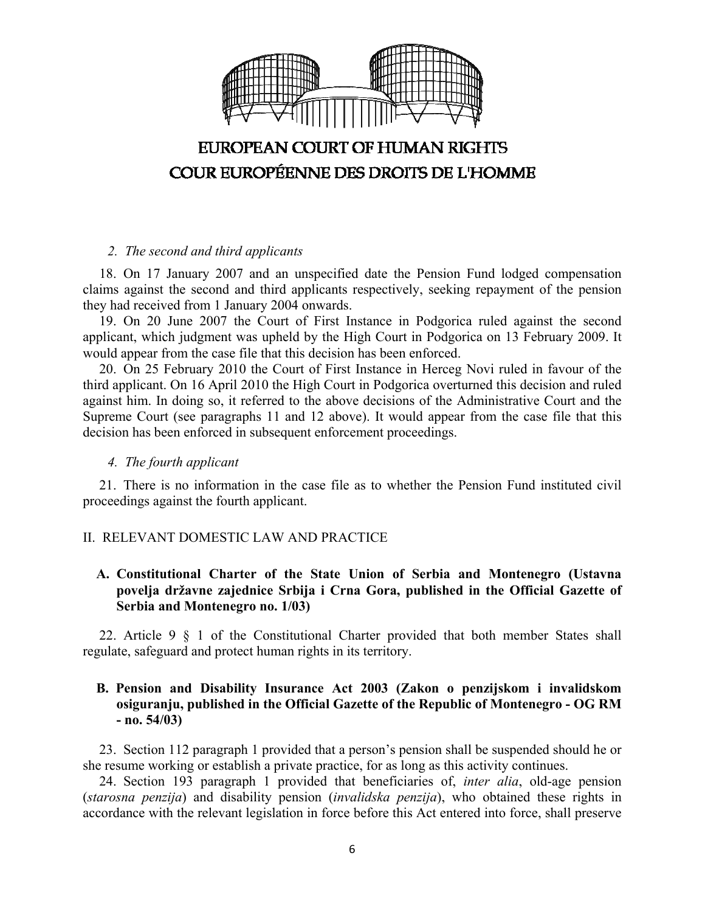*2. The second and third applicants*

18. On 17 January 2007 and an unspecified date the Pension Fund lodged compensation claims against the second and third applicants respectively, seeking repayment of the pension they had received from 1 January 2004 onwards.

19. On 20 June 2007 the Court of First Instance in Podgorica ruled against the second applicant, which judgment was upheld by the High Court in Podgorica on 13 February 2009. It would appear from the case file that this decision has been enforced.

20. On 25 February 2010 the Court of First Instance in Herceg Novi ruled in favour of the third applicant. On 16 April 2010 the High Court in Podgorica overturned this decision and ruled against him. In doing so, it referred to the above decisions of the Administrative Court and the Supreme Court (see paragraphs 11 and 12 above). It would appear from the case file that this decision has been enforced in subsequent enforcement proceedings.

*4. The fourth applicant*

21. There is no information in the case file as to whether the Pension Fund instituted civil proceedings against the fourth applicant.

## II. RELEVANT DOMESTIC LAW AND PRACTICE

### A. Constitutional Charter of the State Union of Serbia and Montenegro (Ustavna povelja državne zajednice Srbija i Crna Gora, published in the Official Gazette of Serbia and Montenegro no. 1/03)

22. Article 9 § 1 of the Constitutional Charter provided that both member States shall regulate, safeguard and protect human rights in its territory.

### B. Pension and Disability Insurance Act 2003 (Zakon o penzijskom i invalidskom osiguranju, published in the Official Gazette of the Republic of Montenegro - OG RM - no. 54/03)

23. Section 112 paragraph 1 provided that a person's pension shall be suspended should he or she resume working or establish a private practice, for as long as this activity continues.

24. Section 193 paragraph 1 provided that beneficiaries of, *inter alia*, old-age pension (*starosna penzija*) and disability pension (*invalidska penzija*), who obtained these rights in accordance with the relevant legislation in force before this Act entered into force, shall preserve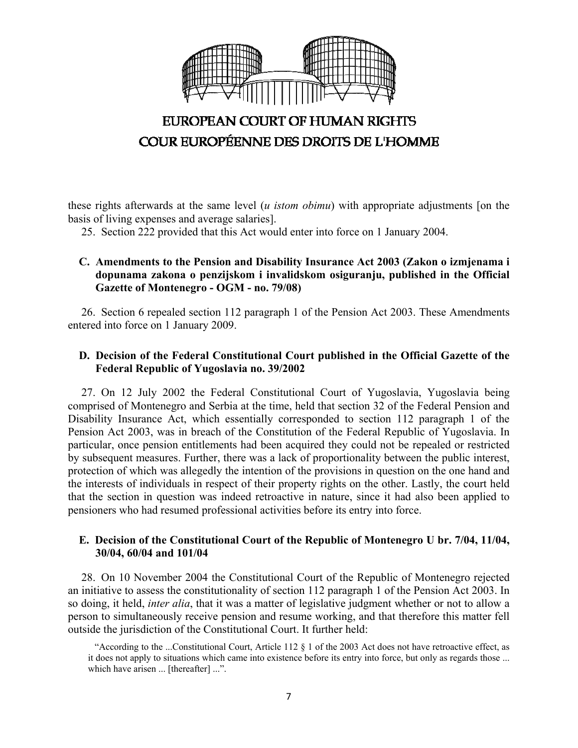these rights afterwards at the same level (*u istom obimu*) with appropriate adjustments [on the basis of living expenses and average salaries].

25. Section 222 provided that this Act would enter into force on 1 January 2004.

### C. Amendments to the Pension and Disability Insurance Act 2003 (Zakon o izmjenama i dopunama zakona o penzijskom i invalidskom osiguranju, published in the Official Gazette of Montenegro - OGM - no. 79/08)

26. Section 6 repealed section 112 paragraph 1 of the Pension Act 2003. These Amendments entered into force on 1 January 2009.

### D. Decision of the Federal Constitutional Court published in the Official Gazette of the Federal Republic of Yugoslavia no. 39/2002

27. On 12 July 2002 the Federal Constitutional Court of Yugoslavia, Yugoslavia being comprised of Montenegro and Serbia at the time, held that section 32 of the Federal Pension and Disability Insurance Act, which essentially corresponded to section 112 paragraph 1 of the Pension Act 2003, was in breach of the Constitution of the Federal Republic of Yugoslavia. In particular, once pension entitlements had been acquired they could not be repealed or restricted by subsequent measures. Further, there was a lack of proportionality between the public interest, protection of which was allegedly the intention of the provisions in question on the one hand and the interests of individuals in respect of their property rights on the other. Lastly, the court held that the section in question was indeed retroactive in nature, since it had also been applied to pensioners who had resumed professional activities before its entry into force.

### E. Decision of the Constitutional Court of the Republic of Montenegro U br. 7/04, 11/04, 30/04, 60/04 and 101/04

28. On 10 November 2004 the Constitutional Court of the Republic of Montenegro rejected an initiative to assess the constitutionality of section 112 paragraph 1 of the Pension Act 2003. In so doing, it held, *inter alia*, that it was a matter of legislative judgment whether or not to allow a person to simultaneously receive pension and resume working, and that therefore this matter fell outside the jurisdiction of the Constitutional Court. It further held:

> "According to the ...Constitutional Court, Article 112 § 1 of the 2003 Act does not have retroactive effect, as it does not apply to situations which came into existence before its entry into force, but only as regards those ... which have arisen ... [thereafter] ...".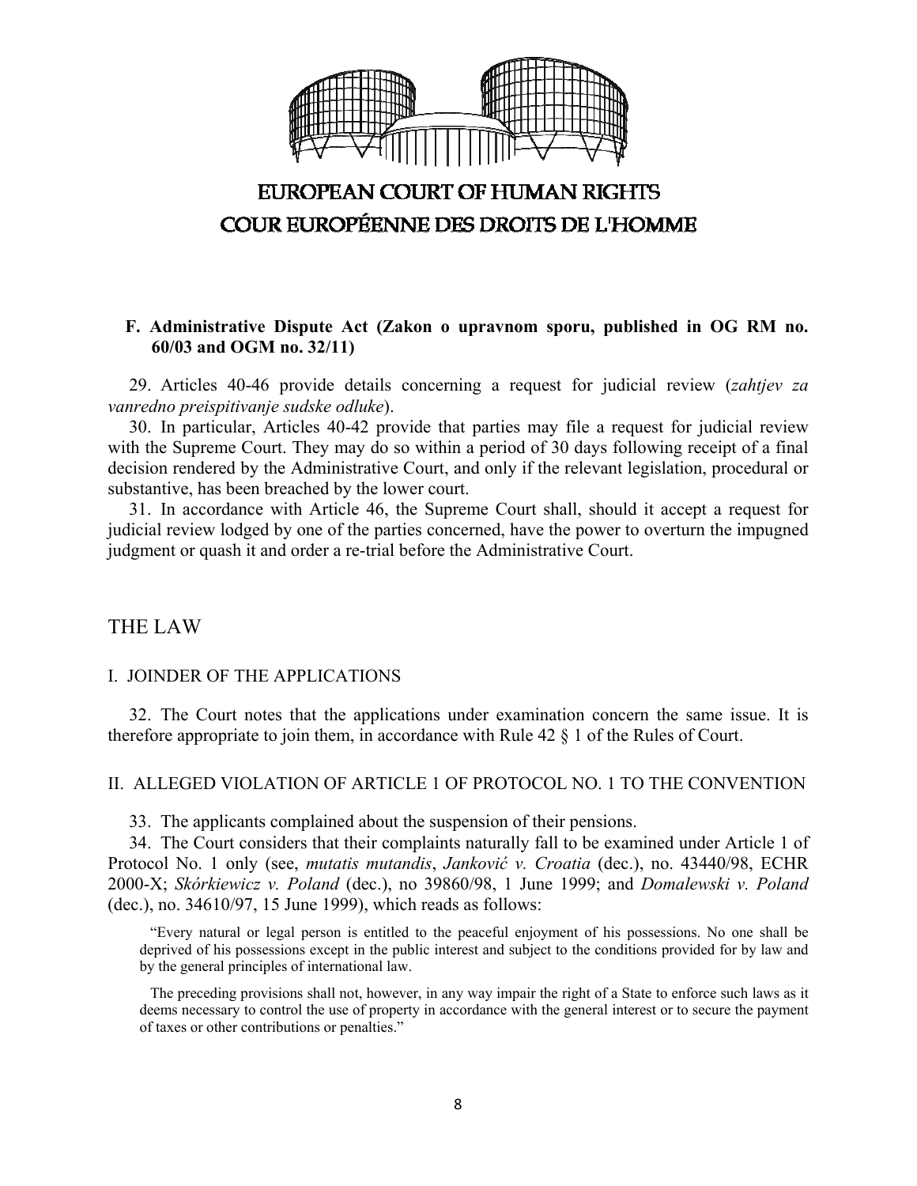EUROPEAN COURT OF HUMAN RIGHTS
COUR EUROPÉENNE DES DROITS DE L'HOMME

### F. Administrative Dispute Act (Zakon o upravnom sporu, published in OG RM no. 60/03 and OGM no. 32/11)

29. Articles 40-46 provide details concerning a request for judicial review (*zahtjev za vanredno preispitivanje sudske odluke*).

30. In particular, Articles 40-42 provide that parties may file a request for judicial review with the Supreme Court. They may do so within a period of 30 days following receipt of a final decision rendered by the Administrative Court, and only if the relevant legislation, procedural or substantive, has been breached by the lower court.

31. In accordance with Article 46, the Supreme Court shall, should it accept a request for judicial review lodged by one of the parties concerned, have the power to overturn the impugned judgment or quash it and order a re-trial before the Administrative Court.

## THE LAW

### I. JOINDER OF THE APPLICATIONS

32. The Court notes that the applications under examination concern the same issue. It is therefore appropriate to join them, in accordance with Rule 42 § 1 of the Rules of Court.

### II. ALLEGED VIOLATION OF ARTICLE 1 OF PROTOCOL NO. 1 TO THE CONVENTION

33. The applicants complained about the suspension of their pensions.

34. The Court considers that their complaints naturally fall to be examined under Article 1 of Protocol No. 1 only (see, *mutatis mutandis*, *Janković v. Croatia* (dec.), no. 43440/98, ECHR 2000-X; *Skórkiewicz v. Poland* (dec.), no 39860/98, 1 June 1999; and *Domalewski v. Poland* (dec.), no. 34610/97, 15 June 1999), which reads as follows:

> "Every natural or legal person is entitled to the peaceful enjoyment of his possessions. No one shall be deprived of his possessions except in the public interest and subject to the conditions provided for by law and by the general principles of international law.
>
> The preceding provisions shall not, however, in any way impair the right of a State to enforce such laws as it deems necessary to control the use of property in accordance with the general interest or to secure the payment of taxes or other contributions or penalties."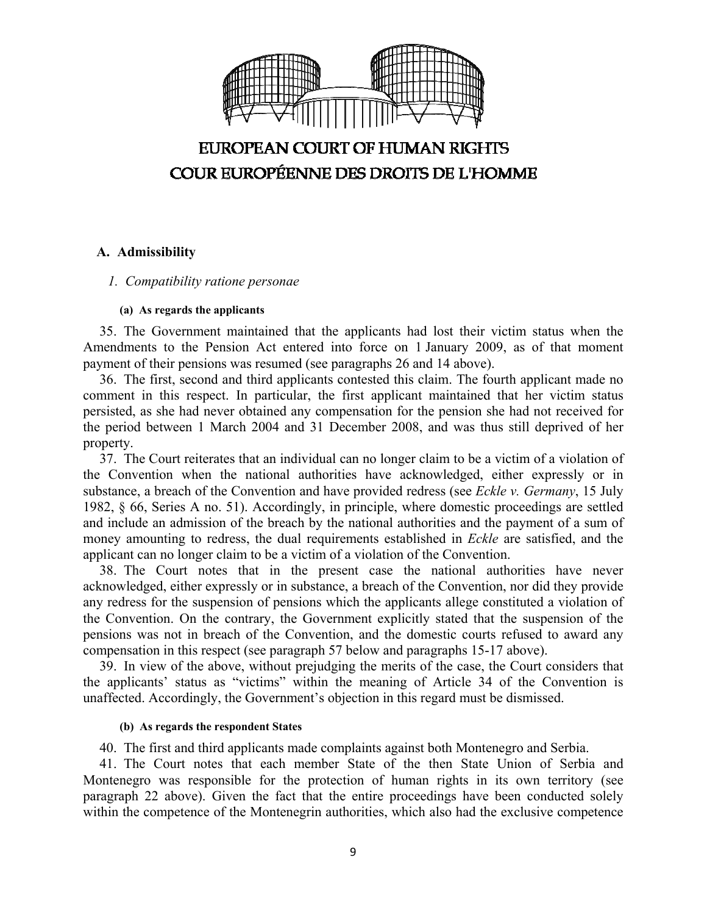### A. Admissibility

#### *1. Compatibility ratione personae*

##### (a) As regards the applicants

35. The Government maintained that the applicants had lost their victim status when the Amendments to the Pension Act entered into force on 1 January 2009, as of that moment payment of their pensions was resumed (see paragraphs 26 and 14 above).

36. The first, second and third applicants contested this claim. The fourth applicant made no comment in this respect. In particular, the first applicant maintained that her victim status persisted, as she had never obtained any compensation for the pension she had not received for the period between 1 March 2004 and 31 December 2008, and was thus still deprived of her property.

37. The Court reiterates that an individual can no longer claim to be a victim of a violation of the Convention when the national authorities have acknowledged, either expressly or in substance, a breach of the Convention and have provided redress (see *Eckle v. Germany*, 15 July 1982, § 66, Series A no. 51). Accordingly, in principle, where domestic proceedings are settled and include an admission of the breach by the national authorities and the payment of a sum of money amounting to redress, the dual requirements established in *Eckle* are satisfied, and the applicant can no longer claim to be a victim of a violation of the Convention.

38. The Court notes that in the present case the national authorities have never acknowledged, either expressly or in substance, a breach of the Convention, nor did they provide any redress for the suspension of pensions which the applicants allege constituted a violation of the Convention. On the contrary, the Government explicitly stated that the suspension of the pensions was not in breach of the Convention, and the domestic courts refused to award any compensation in this respect (see paragraph 57 below and paragraphs 15-17 above).

39. In view of the above, without prejudging the merits of the case, the Court considers that the applicants' status as "victims" within the meaning of Article 34 of the Convention is unaffected. Accordingly, the Government's objection in this regard must be dismissed.

##### (b) As regards the respondent States

40. The first and third applicants made complaints against both Montenegro and Serbia.

41. The Court notes that each member State of the then State Union of Serbia and Montenegro was responsible for the protection of human rights in its own territory (see paragraph 22 above). Given the fact that the entire proceedings have been conducted solely within the competence of the Montenegrin authorities, which also had the exclusive competence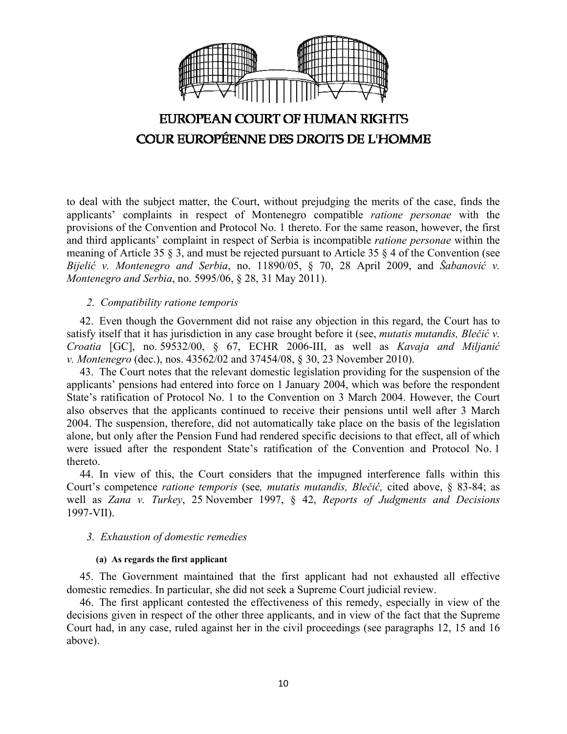to deal with the subject matter, the Court, without prejudging the merits of the case, finds the applicants' complaints in respect of Montenegro compatible *ratione personae* with the provisions of the Convention and Protocol No. 1 thereto. For the same reason, however, the first and third applicants' complaint in respect of Serbia is incompatible *ratione personae* within the meaning of Article 35 § 3, and must be rejected pursuant to Article 35 § 4 of the Convention (see *Bijelić v. Montenegro and Serbia*, no. 11890/05, § 70, 28 April 2009, and *Šabanović v. Montenegro and Serbia*, no. 5995/06, § 28, 31 May 2011).

### *2. Compatibility ratione temporis*

42. Even though the Government did not raise any objection in this regard, the Court has to satisfy itself that it has jurisdiction in any case brought before it (see, *mutatis mutandis, Blečić v. Croatia* [GC], no. 59532/00, § 67, ECHR 2006-III, as well as *Kavaja and Miljanić v. Montenegro* (dec.), nos. 43562/02 and 37454/08, § 30, 23 November 2010).

43. The Court notes that the relevant domestic legislation providing for the suspension of the applicants' pensions had entered into force on 1 January 2004, which was before the respondent State's ratification of Protocol No. 1 to the Convention on 3 March 2004. However, the Court also observes that the applicants continued to receive their pensions until well after 3 March 2004. The suspension, therefore, did not automatically take place on the basis of the legislation alone, but only after the Pension Fund had rendered specific decisions to that effect, all of which were issued after the respondent State's ratification of the Convention and Protocol No. 1 thereto.

44. In view of this, the Court considers that the impugned interference falls within this Court's competence *ratione temporis* (see*, mutatis mutandis, Blečić,* cited above, § 83-84; as well as *Zana v. Turkey*, 25 November 1997, § 42, *Reports of Judgments and Decisions* 1997-VII).

### *3. Exhaustion of domestic remedies*

#### **(a) As regards the first applicant**

45. The Government maintained that the first applicant had not exhausted all effective domestic remedies. In particular, she did not seek a Supreme Court judicial review.

46. The first applicant contested the effectiveness of this remedy, especially in view of the decisions given in respect of the other three applicants, and in view of the fact that the Supreme Court had, in any case, ruled against her in the civil proceedings (see paragraphs 12, 15 and 16 above).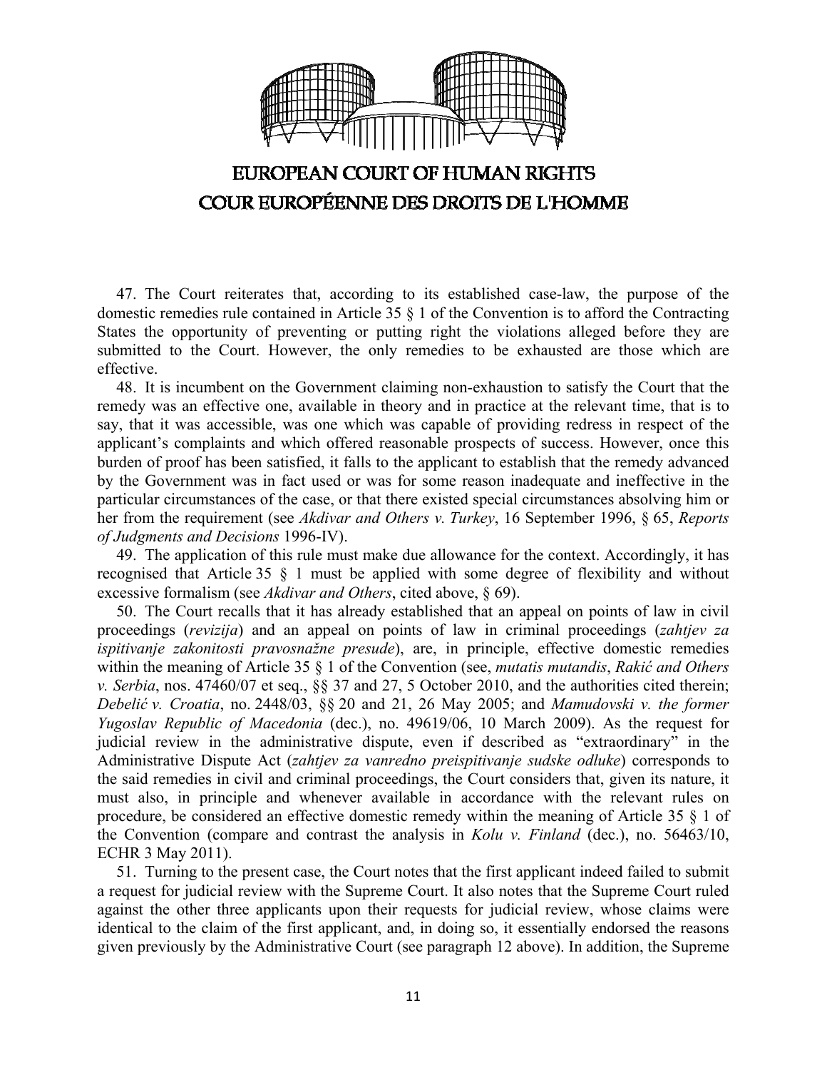47. The Court reiterates that, according to its established case-law, the purpose of the domestic remedies rule contained in Article 35 § 1 of the Convention is to afford the Contracting States the opportunity of preventing or putting right the violations alleged before they are submitted to the Court. However, the only remedies to be exhausted are those which are effective.

48. It is incumbent on the Government claiming non-exhaustion to satisfy the Court that the remedy was an effective one, available in theory and in practice at the relevant time, that is to say, that it was accessible, was one which was capable of providing redress in respect of the applicant's complaints and which offered reasonable prospects of success. However, once this burden of proof has been satisfied, it falls to the applicant to establish that the remedy advanced by the Government was in fact used or was for some reason inadequate and ineffective in the particular circumstances of the case, or that there existed special circumstances absolving him or her from the requirement (see *Akdivar and Others v. Turkey*, 16 September 1996, § 65, *Reports of Judgments and Decisions* 1996-IV).

49. The application of this rule must make due allowance for the context. Accordingly, it has recognised that Article 35 § 1 must be applied with some degree of flexibility and without excessive formalism (see *Akdivar and Others*, cited above, § 69).

50. The Court recalls that it has already established that an appeal on points of law in civil proceedings (*revizija*) and an appeal on points of law in criminal proceedings (*zahtjev za ispitivanje zakonitosti pravosnažne presude*), are, in principle, effective domestic remedies within the meaning of Article 35 § 1 of the Convention (see, *mutatis mutandis*, *Rakić and Others v. Serbia*, nos. 47460/07 et seq., §§ 37 and 27, 5 October 2010, and the authorities cited therein; *Debelić v. Croatia*, no. 2448/03, §§ 20 and 21, 26 May 2005; and *Mamudovski v. the former Yugoslav Republic of Macedonia* (dec.), no. 49619/06, 10 March 2009). As the request for judicial review in the administrative dispute, even if described as "extraordinary" in the Administrative Dispute Act (*zahtjev za vanredno preispitivanje sudske odluke*) corresponds to the said remedies in civil and criminal proceedings, the Court considers that, given its nature, it must also, in principle and whenever available in accordance with the relevant rules on procedure, be considered an effective domestic remedy within the meaning of Article 35 § 1 of the Convention (compare and contrast the analysis in *Kolu v. Finland* (dec.), no. 56463/10, ECHR 3 May 2011).

51. Turning to the present case, the Court notes that the first applicant indeed failed to submit a request for judicial review with the Supreme Court. It also notes that the Supreme Court ruled against the other three applicants upon their requests for judicial review, whose claims were identical to the claim of the first applicant, and, in doing so, it essentially endorsed the reasons given previously by the Administrative Court (see paragraph 12 above). In addition, the Supreme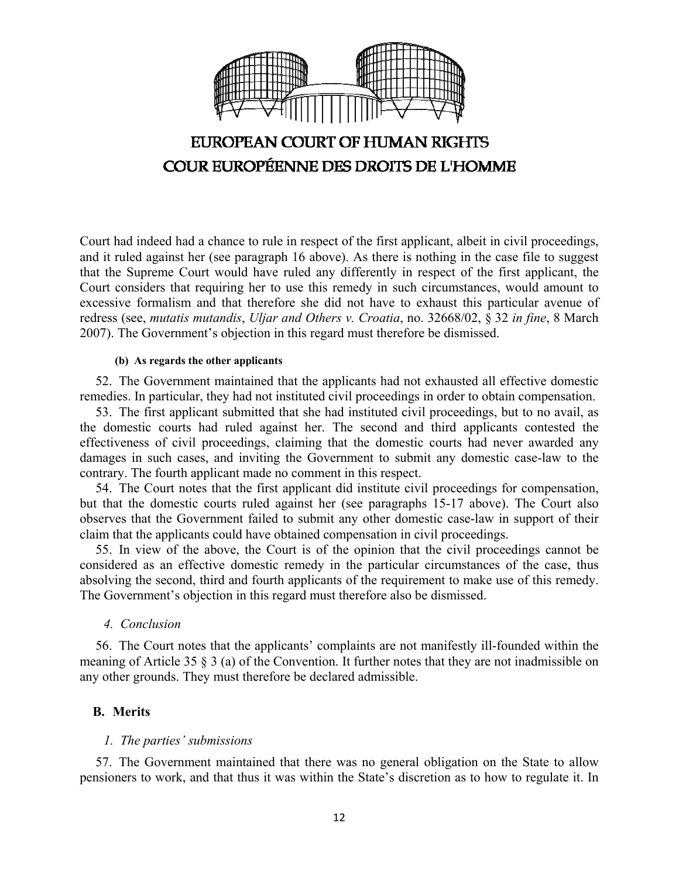Court had indeed had a chance to rule in respect of the first applicant, albeit in civil proceedings, and it ruled against her (see paragraph 16 above). As there is nothing in the case file to suggest that the Supreme Court would have ruled any differently in respect of the first applicant, the Court considers that requiring her to use this remedy in such circumstances, would amount to excessive formalism and that therefore she did not have to exhaust this particular avenue of redress (see, *mutatis mutandis*, *Uljar and Others v. Croatia*, no. 32668/02, § 32 *in fine*, 8 March 2007). The Government's objection in this regard must therefore be dismissed.

##### (b) As regards the other applicants

52. The Government maintained that the applicants had not exhausted all effective domestic remedies. In particular, they had not instituted civil proceedings in order to obtain compensation.

53. The first applicant submitted that she had instituted civil proceedings, but to no avail, as the domestic courts had ruled against her. The second and third applicants contested the effectiveness of civil proceedings, claiming that the domestic courts had never awarded any damages in such cases, and inviting the Government to submit any domestic case-law to the contrary. The fourth applicant made no comment in this respect.

54. The Court notes that the first applicant did institute civil proceedings for compensation, but that the domestic courts ruled against her (see paragraphs 15-17 above). The Court also observes that the Government failed to submit any other domestic case-law in support of their claim that the applicants could have obtained compensation in civil proceedings.

55. In view of the above, the Court is of the opinion that the civil proceedings cannot be considered as an effective domestic remedy in the particular circumstances of the case, thus absolving the second, third and fourth applicants of the requirement to make use of this remedy. The Government's objection in this regard must therefore also be dismissed.

#### *4. Conclusion*

56. The Court notes that the applicants' complaints are not manifestly ill-founded within the meaning of Article 35 § 3 (a) of the Convention. It further notes that they are not inadmissible on any other grounds. They must therefore be declared admissible.

### B. Merits

#### *1. The parties' submissions*

57. The Government maintained that there was no general obligation on the State to allow pensioners to work, and that thus it was within the State's discretion as to how to regulate it. In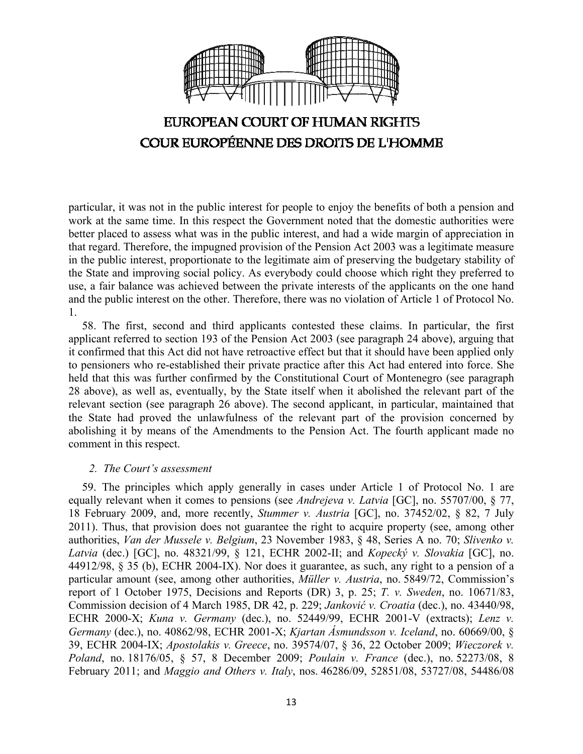particular, it was not in the public interest for people to enjoy the benefits of both a pension and work at the same time. In this respect the Government noted that the domestic authorities were better placed to assess what was in the public interest, and had a wide margin of appreciation in that regard. Therefore, the impugned provision of the Pension Act 2003 was a legitimate measure in the public interest, proportionate to the legitimate aim of preserving the budgetary stability of the State and improving social policy. As everybody could choose which right they preferred to use, a fair balance was achieved between the private interests of the applicants on the one hand and the public interest on the other. Therefore, there was no violation of Article 1 of Protocol No. 1.

58. The first, second and third applicants contested these claims. In particular, the first applicant referred to section 193 of the Pension Act 2003 (see paragraph 24 above), arguing that it confirmed that this Act did not have retroactive effect but that it should have been applied only to pensioners who re-established their private practice after this Act had entered into force. She held that this was further confirmed by the Constitutional Court of Montenegro (see paragraph 28 above), as well as, eventually, by the State itself when it abolished the relevant part of the relevant section (see paragraph 26 above). The second applicant, in particular, maintained that the State had proved the unlawfulness of the relevant part of the provision concerned by abolishing it by means of the Amendments to the Pension Act. The fourth applicant made no comment in this respect.

*2. The Court's assessment*

59. The principles which apply generally in cases under Article 1 of Protocol No. 1 are equally relevant when it comes to pensions (see *Andrejeva v. Latvia* [GC], no. 55707/00, § 77, 18 February 2009, and, more recently, *Stummer v. Austria* [GC], no. 37452/02, § 82, 7 July 2011). Thus, that provision does not guarantee the right to acquire property (see, among other authorities, *Van der Mussele v. Belgium*, 23 November 1983, § 48, Series A no. 70; *Slivenko v. Latvia* (dec.) [GC], no. 48321/99, § 121, ECHR 2002-II; and *Kopecký v. Slovakia* [GC], no. 44912/98, § 35 (b), ECHR 2004-IX). Nor does it guarantee, as such, any right to a pension of a particular amount (see, among other authorities, *Müller v. Austria*, no. 5849/72, Commission's report of 1 October 1975, Decisions and Reports (DR) 3, p. 25; *T. v. Sweden*, no. 10671/83, Commission decision of 4 March 1985, DR 42, p. 229; *Janković v. Croatia* (dec.), no. 43440/98, ECHR 2000-X; *Kuna v. Germany* (dec.), no. 52449/99, ECHR 2001-V (extracts); *Lenz v. Germany* (dec.), no. 40862/98, ECHR 2001-X; *Kjartan Ásmundsson v. Iceland*, no. 60669/00, § 39, ECHR 2004-IX; *Apostolakis v. Greece*, no. 39574/07, § 36, 22 October 2009; *Wieczorek v. Poland*, no. 18176/05, § 57, 8 December 2009; *Poulain v. France* (dec.), no. 52273/08, 8 February 2011; and *Maggio and Others v. Italy*, nos. 46286/09, 52851/08, 53727/08, 54486/08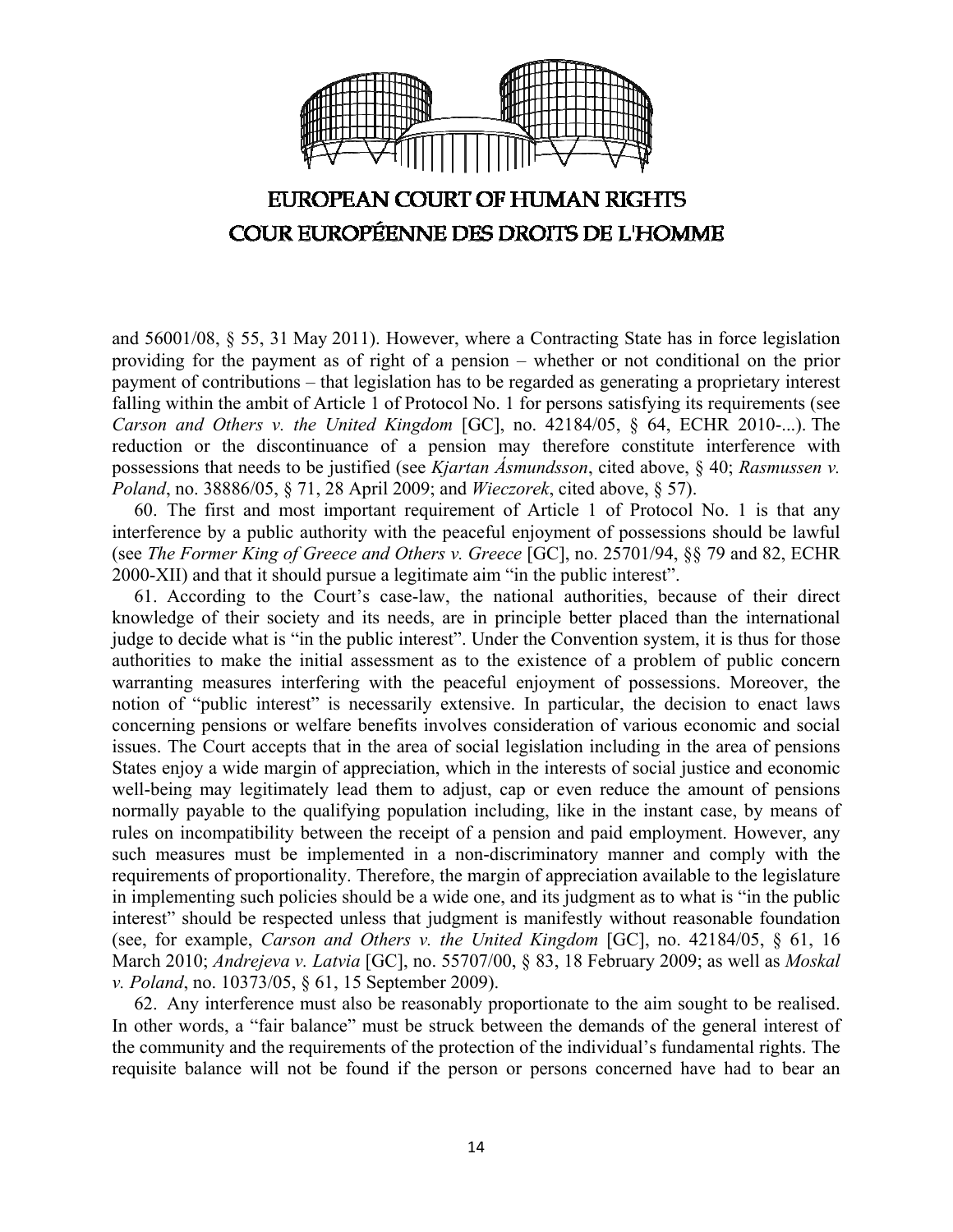and 56001/08, § 55, 31 May 2011). However, where a Contracting State has in force legislation providing for the payment as of right of a pension – whether or not conditional on the prior payment of contributions – that legislation has to be regarded as generating a proprietary interest falling within the ambit of Article 1 of Protocol No. 1 for persons satisfying its requirements (see *Carson and Others v. the United Kingdom* [GC], no. 42184/05, § 64, ECHR 2010-...). The reduction or the discontinuance of a pension may therefore constitute interference with possessions that needs to be justified (see *Kjartan Ásmundsson*, cited above, § 40; *Rasmussen v. Poland*, no. 38886/05, § 71, 28 April 2009; and *Wieczorek*, cited above, § 57).

60. The first and most important requirement of Article 1 of Protocol No. 1 is that any interference by a public authority with the peaceful enjoyment of possessions should be lawful (see *The Former King of Greece and Others v. Greece* [GC], no. 25701/94, §§ 79 and 82, ECHR 2000-XII) and that it should pursue a legitimate aim "in the public interest".

61. According to the Court's case-law, the national authorities, because of their direct knowledge of their society and its needs, are in principle better placed than the international judge to decide what is "in the public interest". Under the Convention system, it is thus for those authorities to make the initial assessment as to the existence of a problem of public concern warranting measures interfering with the peaceful enjoyment of possessions. Moreover, the notion of "public interest" is necessarily extensive. In particular, the decision to enact laws concerning pensions or welfare benefits involves consideration of various economic and social issues. The Court accepts that in the area of social legislation including in the area of pensions States enjoy a wide margin of appreciation, which in the interests of social justice and economic well-being may legitimately lead them to adjust, cap or even reduce the amount of pensions normally payable to the qualifying population including, like in the instant case, by means of rules on incompatibility between the receipt of a pension and paid employment. However, any such measures must be implemented in a non-discriminatory manner and comply with the requirements of proportionality. Therefore, the margin of appreciation available to the legislature in implementing such policies should be a wide one, and its judgment as to what is "in the public interest" should be respected unless that judgment is manifestly without reasonable foundation (see, for example, *Carson and Others v. the United Kingdom* [GC], no. 42184/05, § 61, 16 March 2010; *Andrejeva v. Latvia* [GC], no. 55707/00, § 83, 18 February 2009; as well as *Moskal v. Poland*, no. 10373/05, § 61, 15 September 2009).

62. Any interference must also be reasonably proportionate to the aim sought to be realised. In other words, a "fair balance" must be struck between the demands of the general interest of the community and the requirements of the protection of the individual's fundamental rights. The requisite balance will not be found if the person or persons concerned have had to bear an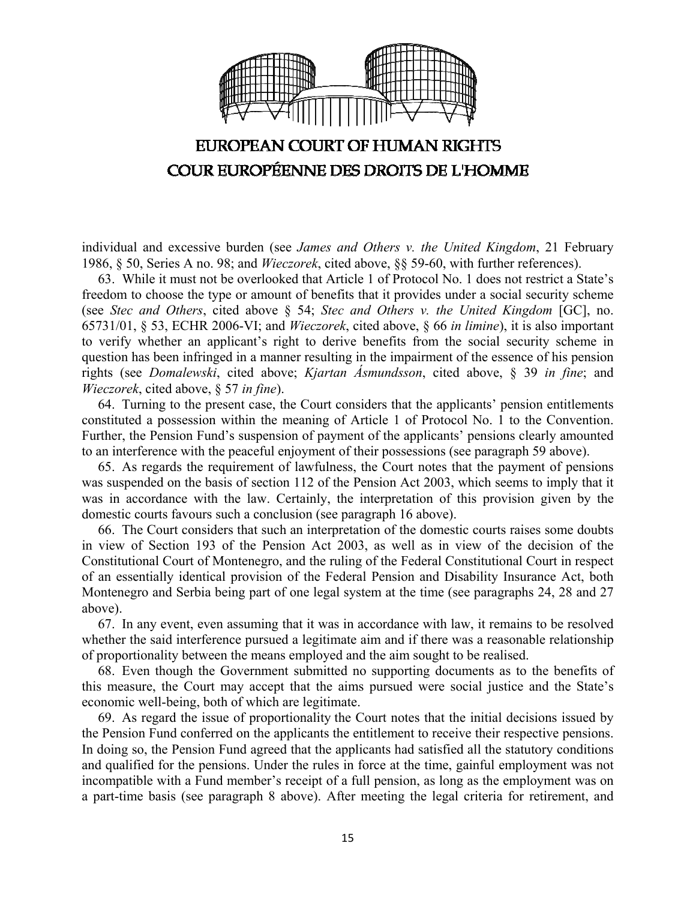individual and excessive burden (see *James and Others v. the United Kingdom*, 21 February 1986, § 50, Series A no. 98; and *Wieczorek*, cited above, §§ 59-60, with further references).

63. While it must not be overlooked that Article 1 of Protocol No. 1 does not restrict a State's freedom to choose the type or amount of benefits that it provides under a social security scheme (see *Stec and Others*, cited above § 54; *Stec and Others v. the United Kingdom* [GC], no. 65731/01, § 53, ECHR 2006-VI; and *Wieczorek*, cited above, § 66 *in limine*), it is also important to verify whether an applicant's right to derive benefits from the social security scheme in question has been infringed in a manner resulting in the impairment of the essence of his pension rights (see *Domalewski*, cited above; *Kjartan Ásmundsson*, cited above, § 39 *in fine*; and *Wieczorek*, cited above, § 57 *in fine*).

64. Turning to the present case, the Court considers that the applicants' pension entitlements constituted a possession within the meaning of Article 1 of Protocol No. 1 to the Convention. Further, the Pension Fund's suspension of payment of the applicants' pensions clearly amounted to an interference with the peaceful enjoyment of their possessions (see paragraph 59 above).

65. As regards the requirement of lawfulness, the Court notes that the payment of pensions was suspended on the basis of section 112 of the Pension Act 2003, which seems to imply that it was in accordance with the law. Certainly, the interpretation of this provision given by the domestic courts favours such a conclusion (see paragraph 16 above).

66. The Court considers that such an interpretation of the domestic courts raises some doubts in view of Section 193 of the Pension Act 2003, as well as in view of the decision of the Constitutional Court of Montenegro, and the ruling of the Federal Constitutional Court in respect of an essentially identical provision of the Federal Pension and Disability Insurance Act, both Montenegro and Serbia being part of one legal system at the time (see paragraphs 24, 28 and 27 above).

67. In any event, even assuming that it was in accordance with law, it remains to be resolved whether the said interference pursued a legitimate aim and if there was a reasonable relationship of proportionality between the means employed and the aim sought to be realised.

68. Even though the Government submitted no supporting documents as to the benefits of this measure, the Court may accept that the aims pursued were social justice and the State's economic well-being, both of which are legitimate.

69. As regard the issue of proportionality the Court notes that the initial decisions issued by the Pension Fund conferred on the applicants the entitlement to receive their respective pensions. In doing so, the Pension Fund agreed that the applicants had satisfied all the statutory conditions and qualified for the pensions. Under the rules in force at the time, gainful employment was not incompatible with a Fund member's receipt of a full pension, as long as the employment was on a part-time basis (see paragraph 8 above). After meeting the legal criteria for retirement, and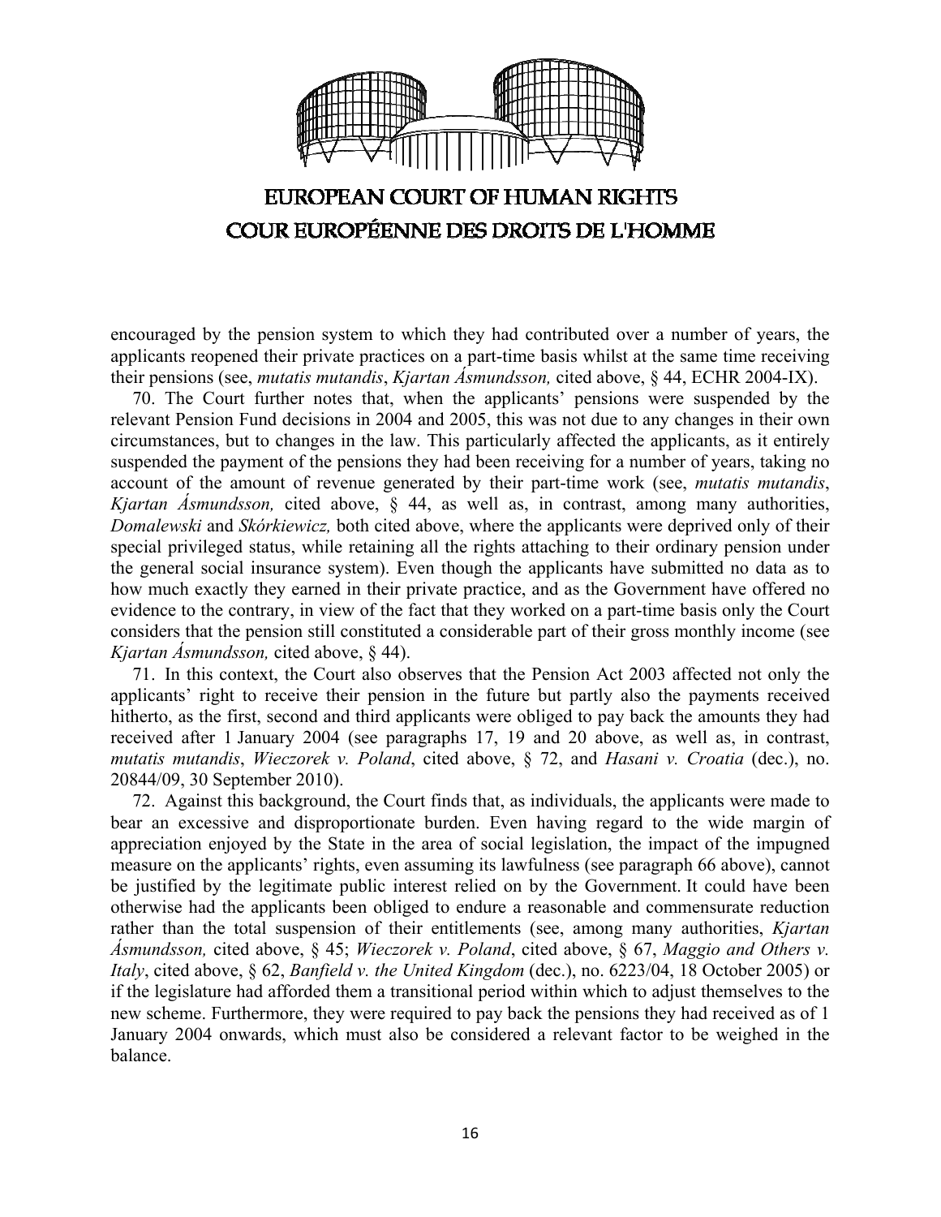encouraged by the pension system to which they had contributed over a number of years, the applicants reopened their private practices on a part-time basis whilst at the same time receiving their pensions (see, *mutatis mutandis*, *Kjartan Ásmundsson,* cited above, § 44, ECHR 2004-IX).

70. The Court further notes that, when the applicants' pensions were suspended by the relevant Pension Fund decisions in 2004 and 2005, this was not due to any changes in their own circumstances, but to changes in the law. This particularly affected the applicants, as it entirely suspended the payment of the pensions they had been receiving for a number of years, taking no account of the amount of revenue generated by their part-time work (see, *mutatis mutandis*, *Kjartan Ásmundsson,* cited above, § 44, as well as, in contrast, among many authorities, *Domalewski* and *Skórkiewicz,* both cited above, where the applicants were deprived only of their special privileged status, while retaining all the rights attaching to their ordinary pension under the general social insurance system). Even though the applicants have submitted no data as to how much exactly they earned in their private practice, and as the Government have offered no evidence to the contrary, in view of the fact that they worked on a part-time basis only the Court considers that the pension still constituted a considerable part of their gross monthly income (see *Kjartan Ásmundsson,* cited above, § 44).

71. In this context, the Court also observes that the Pension Act 2003 affected not only the applicants' right to receive their pension in the future but partly also the payments received hitherto, as the first, second and third applicants were obliged to pay back the amounts they had received after 1 January 2004 (see paragraphs 17, 19 and 20 above, as well as, in contrast, *mutatis mutandis*, *Wieczorek v. Poland*, cited above, § 72, and *Hasani v. Croatia* (dec.), no. 20844/09, 30 September 2010).

72. Against this background, the Court finds that, as individuals, the applicants were made to bear an excessive and disproportionate burden. Even having regard to the wide margin of appreciation enjoyed by the State in the area of social legislation, the impact of the impugned measure on the applicants' rights, even assuming its lawfulness (see paragraph 66 above), cannot be justified by the legitimate public interest relied on by the Government. It could have been otherwise had the applicants been obliged to endure a reasonable and commensurate reduction rather than the total suspension of their entitlements (see, among many authorities, *Kjartan Ásmundsson,* cited above, § 45; *Wieczorek v. Poland*, cited above, § 67, *Maggio and Others v. Italy*, cited above, § 62, *Banfield v. the United Kingdom* (dec.), no. 6223/04, 18 October 2005) or if the legislature had afforded them a transitional period within which to adjust themselves to the new scheme. Furthermore, they were required to pay back the pensions they had received as of 1 January 2004 onwards, which must also be considered a relevant factor to be weighed in the balance.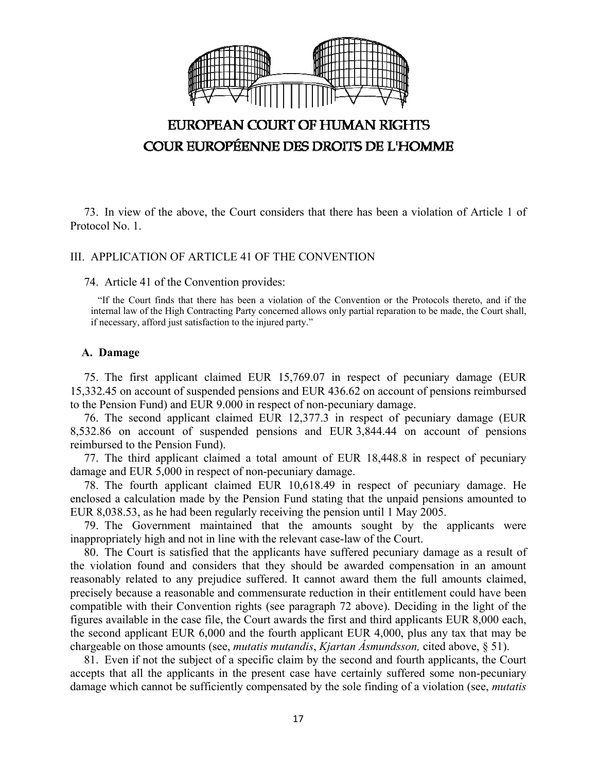73. In view of the above, the Court considers that there has been a violation of Article 1 of Protocol No. 1.

## III. APPLICATION OF ARTICLE 41 OF THE CONVENTION

74. Article 41 of the Convention provides:

> "If the Court finds that there has been a violation of the Convention or the Protocols thereto, and if the internal law of the High Contracting Party concerned allows only partial reparation to be made, the Court shall, if necessary, afford just satisfaction to the injured party."

### A. Damage

75. The first applicant claimed EUR 15,769.07 in respect of pecuniary damage (EUR 15,332.45 on account of suspended pensions and EUR 436.62 on account of pensions reimbursed to the Pension Fund) and EUR 9.000 in respect of non-pecuniary damage.

76. The second applicant claimed EUR 12,377.3 in respect of pecuniary damage (EUR 8,532.86 on account of suspended pensions and EUR 3,844.44 on account of pensions reimbursed to the Pension Fund).

77. The third applicant claimed a total amount of EUR 18,448.8 in respect of pecuniary damage and EUR 5,000 in respect of non-pecuniary damage.

78. The fourth applicant claimed EUR 10,618.49 in respect of pecuniary damage. He enclosed a calculation made by the Pension Fund stating that the unpaid pensions amounted to EUR 8,038.53, as he had been regularly receiving the pension until 1 May 2005.

79. The Government maintained that the amounts sought by the applicants were inappropriately high and not in line with the relevant case-law of the Court.

80. The Court is satisfied that the applicants have suffered pecuniary damage as a result of the violation found and considers that they should be awarded compensation in an amount reasonably related to any prejudice suffered. It cannot award them the full amounts claimed, precisely because a reasonable and commensurate reduction in their entitlement could have been compatible with their Convention rights (see paragraph 72 above). Deciding in the light of the figures available in the case file, the Court awards the first and third applicants EUR 8,000 each, the second applicant EUR 6,000 and the fourth applicant EUR 4,000, plus any tax that may be chargeable on those amounts (see, *mutatis mutandis*, *Kjartan Ásmundsson,* cited above, § 51).

81. Even if not the subject of a specific claim by the second and fourth applicants, the Court accepts that all the applicants in the present case have certainly suffered some non-pecuniary damage which cannot be sufficiently compensated by the sole finding of a violation (see, *mutatis*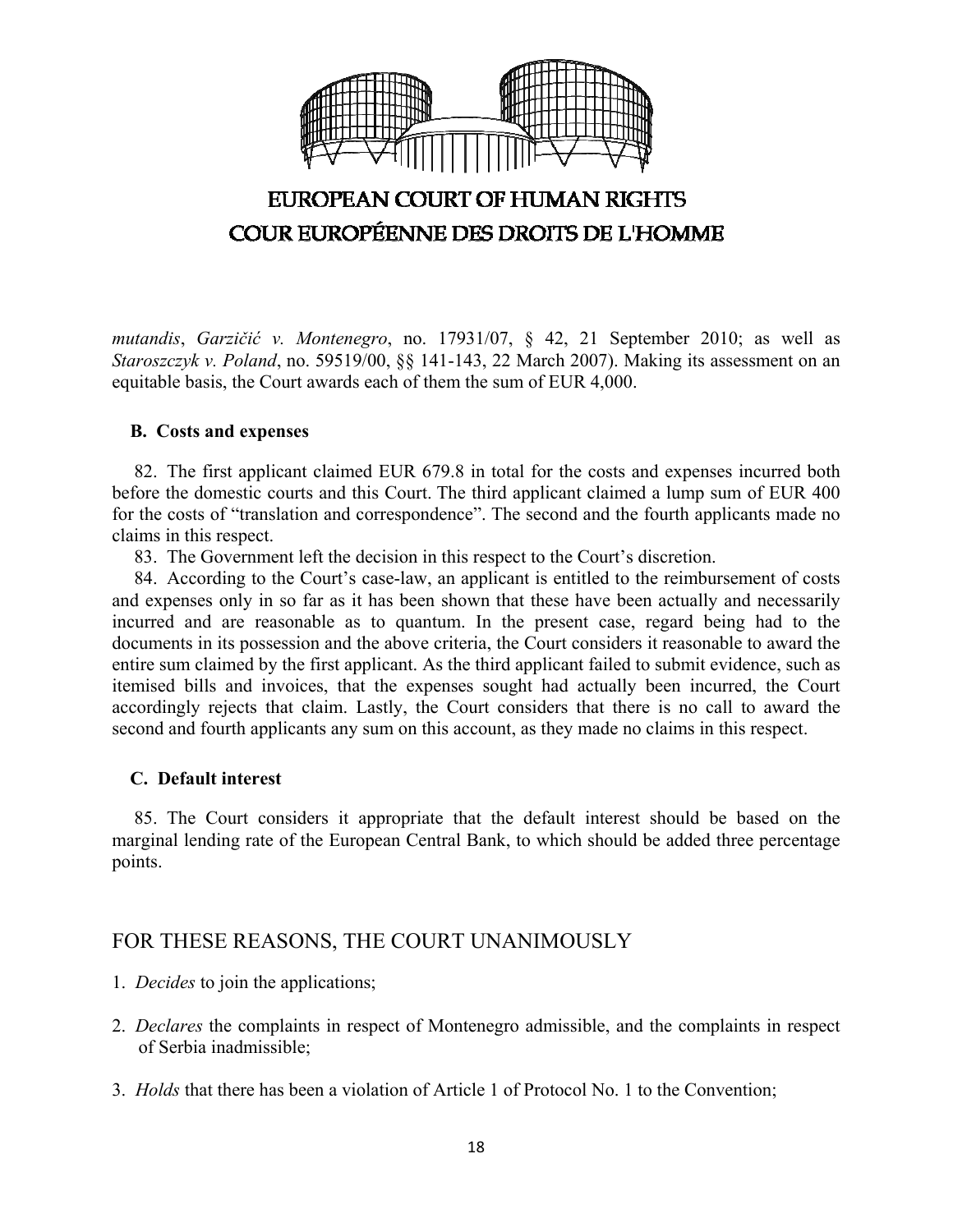*mutandis*, *Garzičić v. Montenegro*, no. 17931/07, § 42, 21 September 2010; as well as *Staroszczyk v. Poland*, no. 59519/00, §§ 141-143, 22 March 2007). Making its assessment on an equitable basis, the Court awards each of them the sum of EUR 4,000.

### B. Costs and expenses

82. The first applicant claimed EUR 679.8 in total for the costs and expenses incurred both before the domestic courts and this Court. The third applicant claimed a lump sum of EUR 400 for the costs of "translation and correspondence". The second and the fourth applicants made no claims in this respect.

83. The Government left the decision in this respect to the Court's discretion.

84. According to the Court's case-law, an applicant is entitled to the reimbursement of costs and expenses only in so far as it has been shown that these have been actually and necessarily incurred and are reasonable as to quantum. In the present case, regard being had to the documents in its possession and the above criteria, the Court considers it reasonable to award the entire sum claimed by the first applicant. As the third applicant failed to submit evidence, such as itemised bills and invoices, that the expenses sought had actually been incurred, the Court accordingly rejects that claim. Lastly, the Court considers that there is no call to award the second and fourth applicants any sum on this account, as they made no claims in this respect.

### C. Default interest

85. The Court considers it appropriate that the default interest should be based on the marginal lending rate of the European Central Bank, to which should be added three percentage points.

## FOR THESE REASONS, THE COURT UNANIMOUSLY

1. *Decides* to join the applications;

2. *Declares* the complaints in respect of Montenegro admissible, and the complaints in respect of Serbia inadmissible;

3. *Holds* that there has been a violation of Article 1 of Protocol No. 1 to the Convention;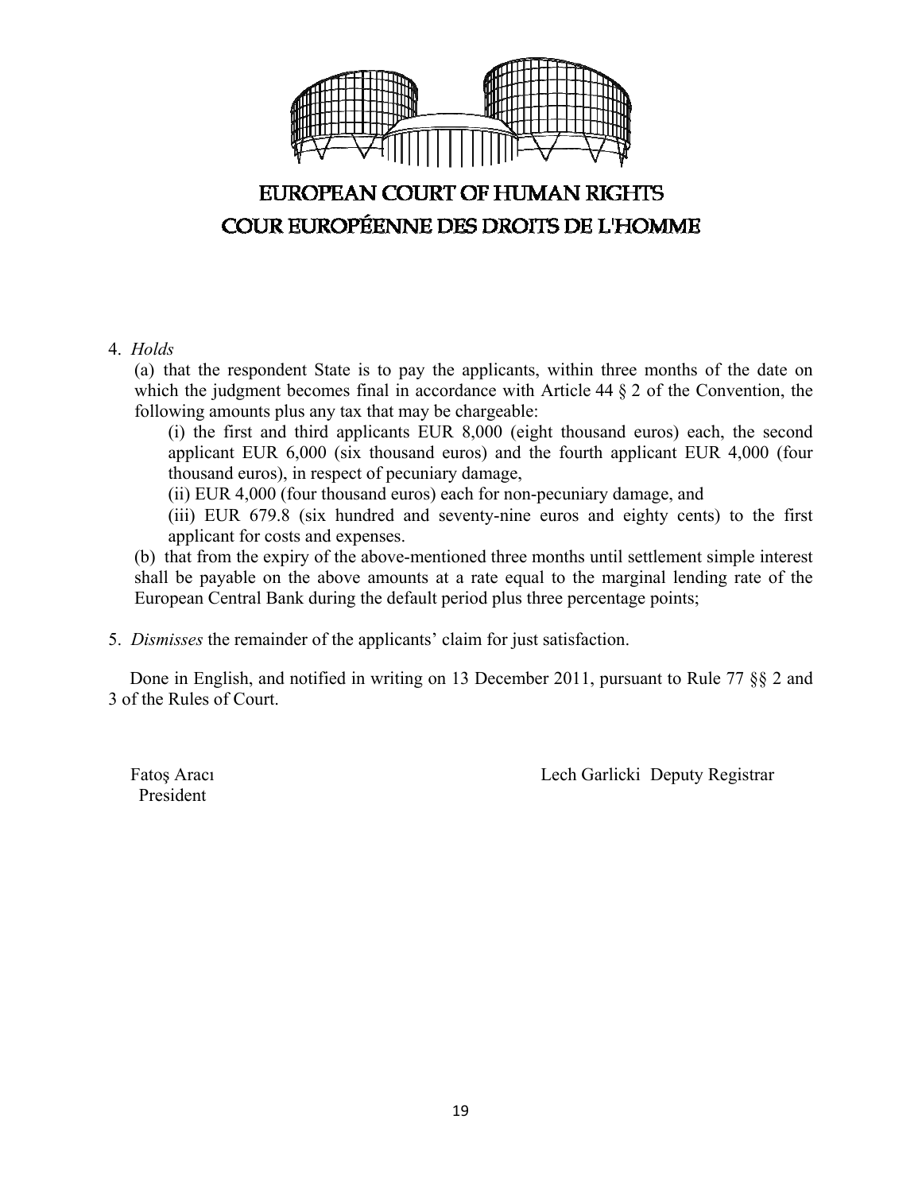EUROPEAN COURT OF HUMAN RIGHTS
COUR EUROPÉENNE DES DROITS DE L'HOMME

4. *Holds*

(a) that the respondent State is to pay the applicants, within three months of the date on which the judgment becomes final in accordance with Article 44 § 2 of the Convention, the following amounts plus any tax that may be chargeable:

(i) the first and third applicants EUR 8,000 (eight thousand euros) each, the second applicant EUR 6,000 (six thousand euros) and the fourth applicant EUR 4,000 (four thousand euros), in respect of pecuniary damage,

(ii) EUR 4,000 (four thousand euros) each for non-pecuniary damage, and

(iii) EUR 679.8 (six hundred and seventy-nine euros and eighty cents) to the first applicant for costs and expenses.

(b) that from the expiry of the above-mentioned three months until settlement simple interest shall be payable on the above amounts at a rate equal to the marginal lending rate of the European Central Bank during the default period plus three percentage points;

5. *Dismisses* the remainder of the applicants' claim for just satisfaction.

Done in English, and notified in writing on 13 December 2011, pursuant to Rule 77 §§ 2 and 3 of the Rules of Court.

Fatoş Aracı
President

Lech Garlicki Deputy Registrar